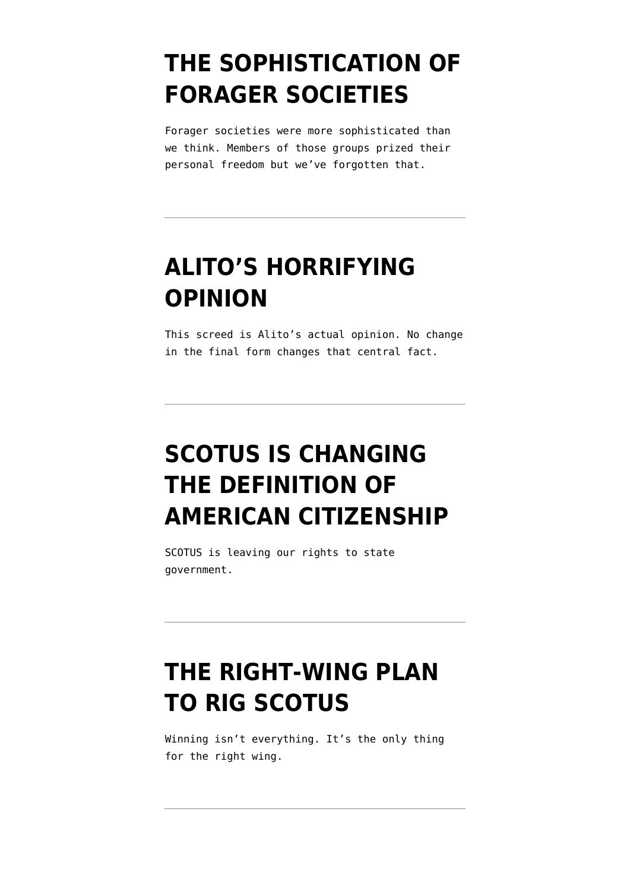# THE SOPHISTICATION OF FORAGER SOCIETIES

Forager societies were more sophisticated than we think. Members of those groups prized their personal freedom but we've forgotten that.

---

# ALITO'S HORRIFYING OPINION

This screed is Alito's actual opinion. No change in the final form changes that central fact.

---

# SCOTUS IS CHANGING THE DEFINITION OF AMERICAN CITIZENSHIP

SCOTUS is leaving our rights to state government.

---

# THE RIGHT-WING PLAN TO RIG SCOTUS

Winning isn't everything. It's the only thing for the right wing.

---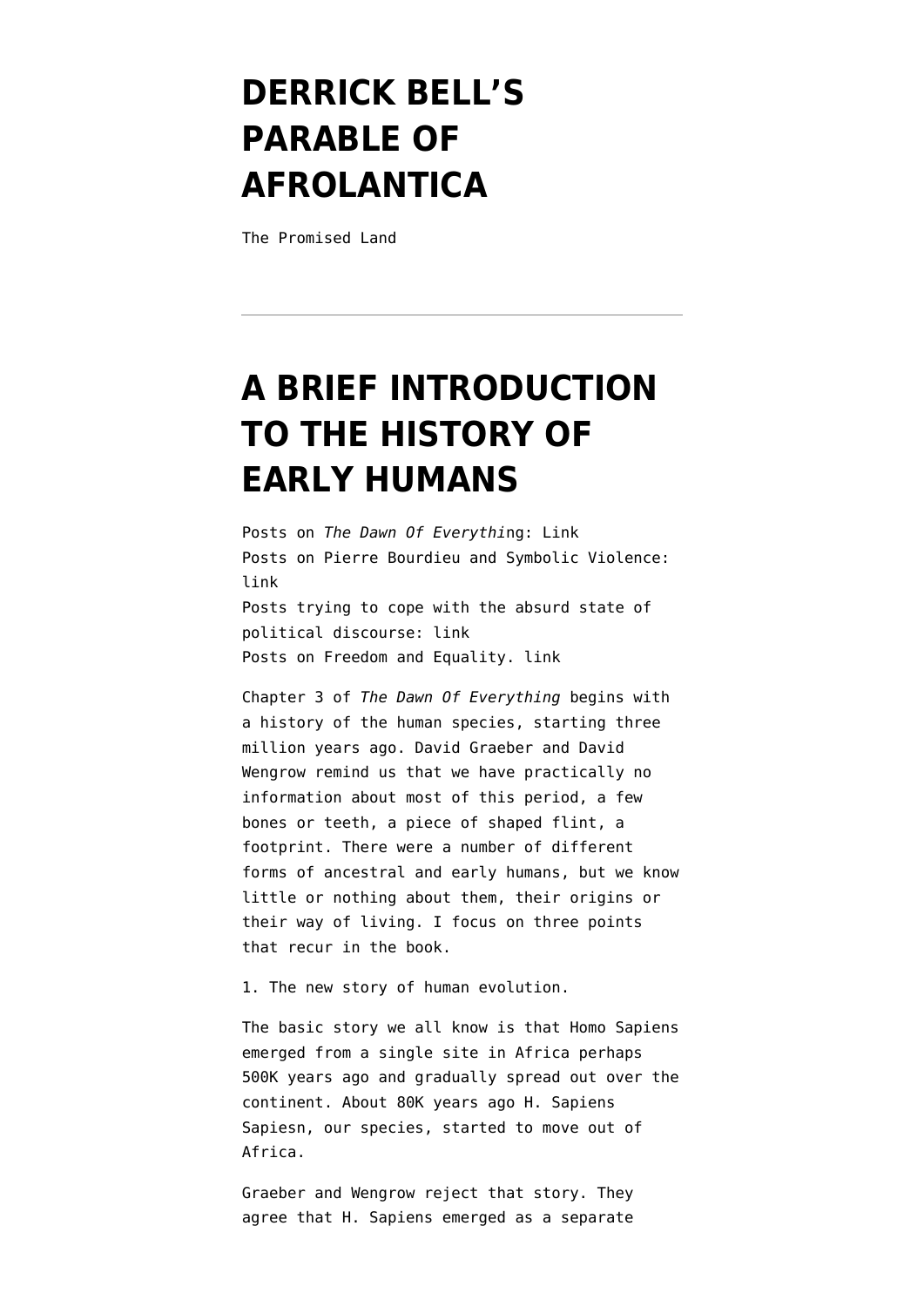# DERRICK BELL'S PARABLE OF AFROLANTICA

The Promised Land

---

# A BRIEF INTRODUCTION TO THE HISTORY OF EARLY HUMANS

Posts on *The Dawn Of Everythi*ng: Link
Posts on Pierre Bourdieu and Symbolic Violence: link
Posts trying to cope with the absurd state of political discourse: link
Posts on Freedom and Equality. link

Chapter 3 of *The Dawn Of Everything* begins with a history of the human species, starting three million years ago. David Graeber and David Wengrow remind us that we have practically no information about most of this period, a few bones or teeth, a piece of shaped flint, a footprint. There were a number of different forms of ancestral and early humans, but we know little or nothing about them, their origins or their way of living. I focus on three points that recur in the book.

1. The new story of human evolution.

The basic story we all know is that Homo Sapiens emerged from a single site in Africa perhaps 500K years ago and gradually spread out over the continent. About 80K years ago H. Sapiens Sapiesn, our species, started to move out of Africa.

Graeber and Wengrow reject that story. They agree that H. Sapiens emerged as a separate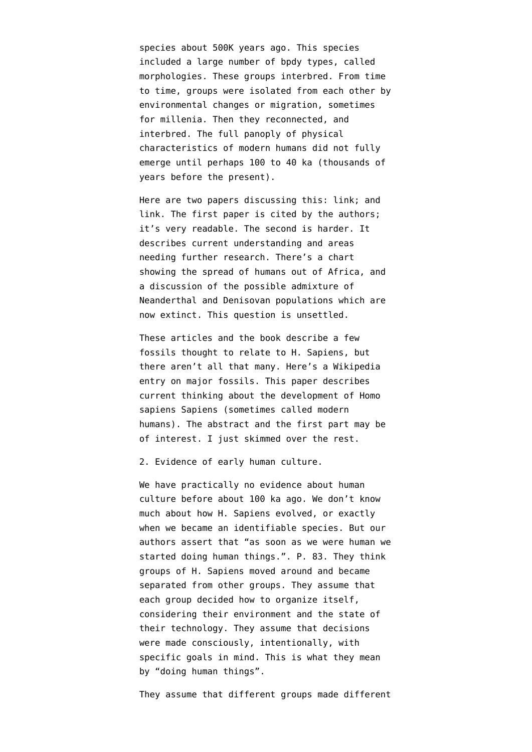species about 500K years ago. This species included a large number of bpdy types, called morphologies. These groups interbred. From time to time, groups were isolated from each other by environmental changes or migration, sometimes for millenia. Then they reconnected, and interbred. The full panoply of physical characteristics of modern humans did not fully emerge until perhaps 100 to 40 ka (thousands of years before the present).

Here are two papers discussing this: link; and link. The first paper is cited by the authors; it's very readable. The second is harder. It describes current understanding and areas needing further research. There's a chart showing the spread of humans out of Africa, and a discussion of the possible admixture of Neanderthal and Denisovan populations which are now extinct. This question is unsettled.

These articles and the book describe a few fossils thought to relate to H. Sapiens, but there aren't all that many. Here's a Wikipedia entry on major fossils. This paper describes current thinking about the development of Homo sapiens Sapiens (sometimes called modern humans). The abstract and the first part may be of interest. I just skimmed over the rest.

2. Evidence of early human culture.

We have practically no evidence about human culture before about 100 ka ago. We don't know much about how H. Sapiens evolved, or exactly when we became an identifiable species. But our authors assert that "as soon as we were human we started doing human things.". P. 83. They think groups of H. Sapiens moved around and became separated from other groups. They assume that each group decided how to organize itself, considering their environment and the state of their technology. They assume that decisions were made consciously, intentionally, with specific goals in mind. This is what they mean by "doing human things".

They assume that different groups made different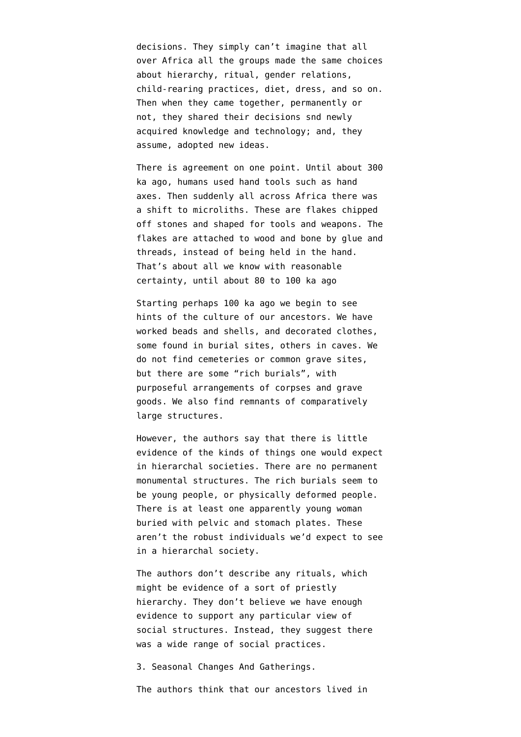decisions. They simply can't imagine that all over Africa all the groups made the same choices about hierarchy, ritual, gender relations, child-rearing practices, diet, dress, and so on. Then when they came together, permanently or not, they shared their decisions snd newly acquired knowledge and technology; and, they assume, adopted new ideas.

There is agreement on one point. Until about 300 ka ago, humans used hand tools such as hand axes. Then suddenly all across Africa there was a shift to microliths. These are flakes chipped off stones and shaped for tools and weapons. The flakes are attached to wood and bone by glue and threads, instead of being held in the hand. That's about all we know with reasonable certainty, until about 80 to 100 ka ago

Starting perhaps 100 ka ago we begin to see hints of the culture of our ancestors. We have worked beads and shells, and decorated clothes, some found in burial sites, others in caves. We do not find cemeteries or common grave sites, but there are some "rich burials", with purposeful arrangements of corpses and grave goods. We also find remnants of comparatively large structures.

However, the authors say that there is little evidence of the kinds of things one would expect in hierarchal societies. There are no permanent monumental structures. The rich burials seem to be young people, or physically deformed people. There is at least one apparently young woman buried with pelvic and stomach plates. These aren't the robust individuals we'd expect to see in a hierarchal society.

The authors don't describe any rituals, which might be evidence of a sort of priestly hierarchy. They don't believe we have enough evidence to support any particular view of social structures. Instead, they suggest there was a wide range of social practices.

3. Seasonal Changes And Gatherings.

The authors think that our ancestors lived in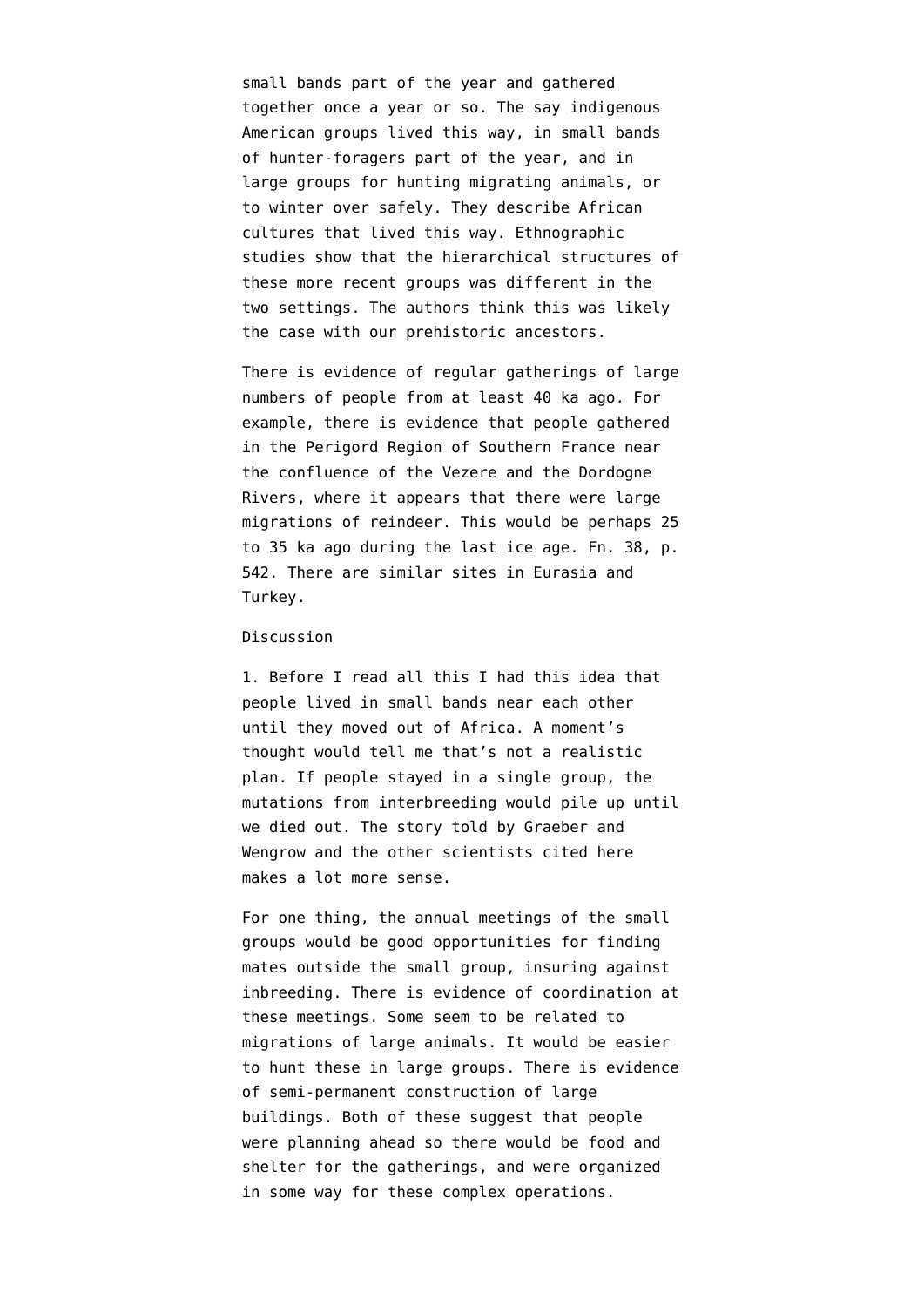small bands part of the year and gathered together once a year or so. The say indigenous American groups lived this way, in small bands of hunter-foragers part of the year, and in large groups for hunting migrating animals, or to winter over safely. They describe African cultures that lived this way. Ethnographic studies show that the hierarchical structures of these more recent groups was different in the two settings. The authors think this was likely the case with our prehistoric ancestors.

There is evidence of regular gatherings of large numbers of people from at least 40 ka ago. For example, there is evidence that people gathered in the Perigord Region of Southern France near the confluence of the Vezere and the Dordogne Rivers, where it appears that there were large migrations of reindeer. This would be perhaps 25 to 35 ka ago during the last ice age. Fn. 38, p. 542. There are similar sites in Eurasia and Turkey.

Discussion

1. Before I read all this I had this idea that people lived in small bands near each other until they moved out of Africa. A moment's thought would tell me that's not a realistic plan. If people stayed in a single group, the mutations from interbreeding would pile up until we died out. The story told by Graeber and Wengrow and the other scientists cited here makes a lot more sense.

For one thing, the annual meetings of the small groups would be good opportunities for finding mates outside the small group, insuring against inbreeding. There is evidence of coordination at these meetings. Some seem to be related to migrations of large animals. It would be easier to hunt these in large groups. There is evidence of semi-permanent construction of large buildings. Both of these suggest that people were planning ahead so there would be food and shelter for the gatherings, and were organized in some way for these complex operations.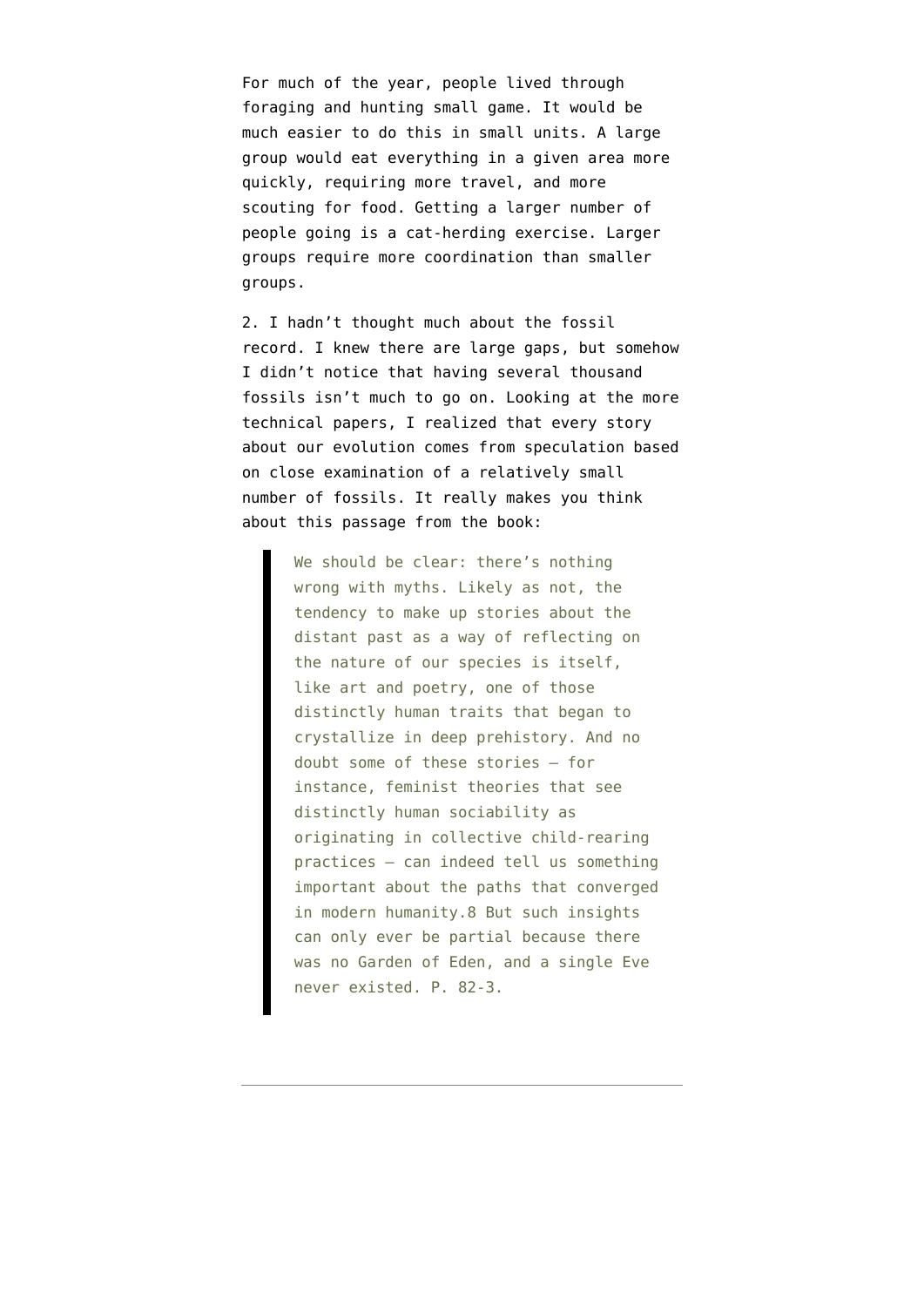For much of the year, people lived through foraging and hunting small game. It would be much easier to do this in small units. A large group would eat everything in a given area more quickly, requiring more travel, and more scouting for food. Getting a larger number of people going is a cat-herding exercise. Larger groups require more coordination than smaller groups.

2. I hadn't thought much about the fossil record. I knew there are large gaps, but somehow I didn't notice that having several thousand fossils isn't much to go on. Looking at the more technical papers, I realized that every story about our evolution comes from speculation based on close examination of a relatively small number of fossils. It really makes you think about this passage from the book:

> We should be clear: there's nothing wrong with myths. Likely as not, the tendency to make up stories about the distant past as a way of reflecting on the nature of our species is itself, like art and poetry, one of those distinctly human traits that began to crystallize in deep prehistory. And no doubt some of these stories – for instance, feminist theories that see distinctly human sociability as originating in collective child-rearing practices – can indeed tell us something important about the paths that converged in modern humanity.8 But such insights can only ever be partial because there was no Garden of Eden, and a single Eve never existed. P. 82-3.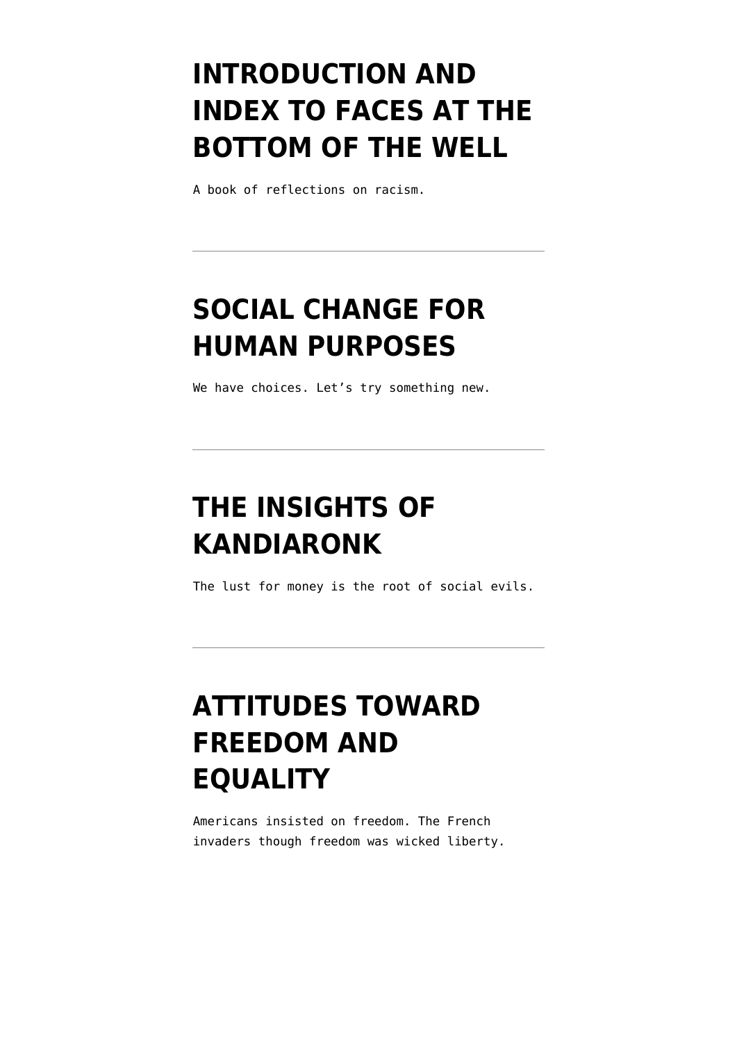# INTRODUCTION AND INDEX TO FACES AT THE BOTTOM OF THE WELL

A book of reflections on racism.

---

# SOCIAL CHANGE FOR HUMAN PURPOSES

We have choices. Let's try something new.

---

# THE INSIGHTS OF KANDIARONK

The lust for money is the root of social evils.

---

# ATTITUDES TOWARD FREEDOM AND EQUALITY

Americans insisted on freedom. The French invaders though freedom was wicked liberty.